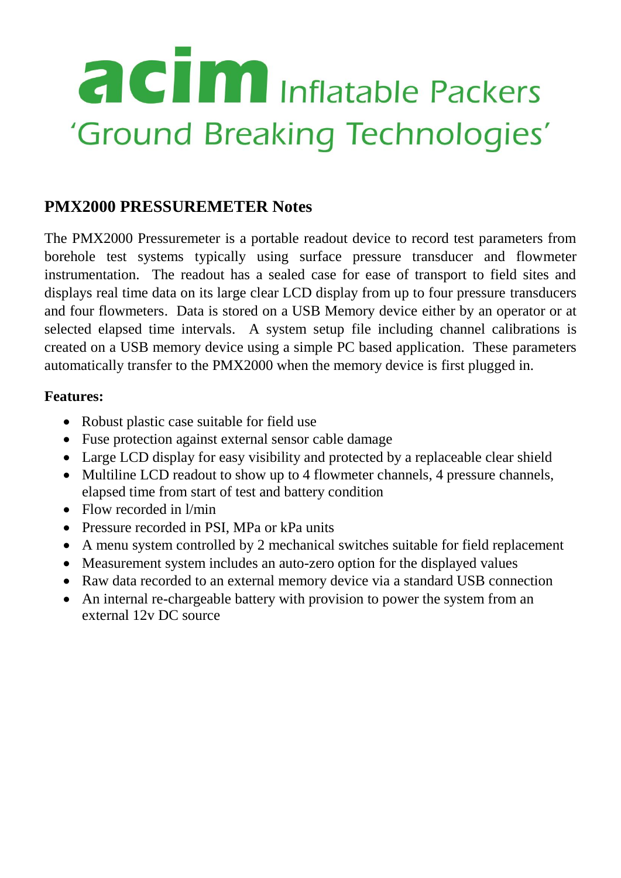# acim Inflatable Packers

'Ground Breaking Technologies'

## PMX2000 PRESSUREMETER Notes

The PMX2000 Pressuremeter is a portable readout device to record test parameters from borehole test systems typically using surface pressure transducer and flowmeter instrumentation. The readout has a sealed case for ease of transport to field sites and displays real time data on its large clear LCD display from up to four pressure transducers and four flowmeters. Data is stored on a USB Memory device either by an operator or at selected elapsed time intervals. A system setup file including channel calibrations is created on a USB memory device using a simple PC based application. These parameters automatically transfer to the PMX2000 when the memory device is first plugged in.

**Features:**

- Robust plastic case suitable for field use
- Fuse protection against external sensor cable damage
- Large LCD display for easy visibility and protected by a replaceable clear shield
- Multiline LCD readout to show up to 4 flowmeter channels, 4 pressure channels, elapsed time from start of test and battery condition
- Flow recorded in l/min
- Pressure recorded in PSI, MPa or kPa units
- A menu system controlled by 2 mechanical switches suitable for field replacement
- Measurement system includes an auto-zero option for the displayed values
- Raw data recorded to an external memory device via a standard USB connection
- An internal re-chargeable battery with provision to power the system from an external 12v DC source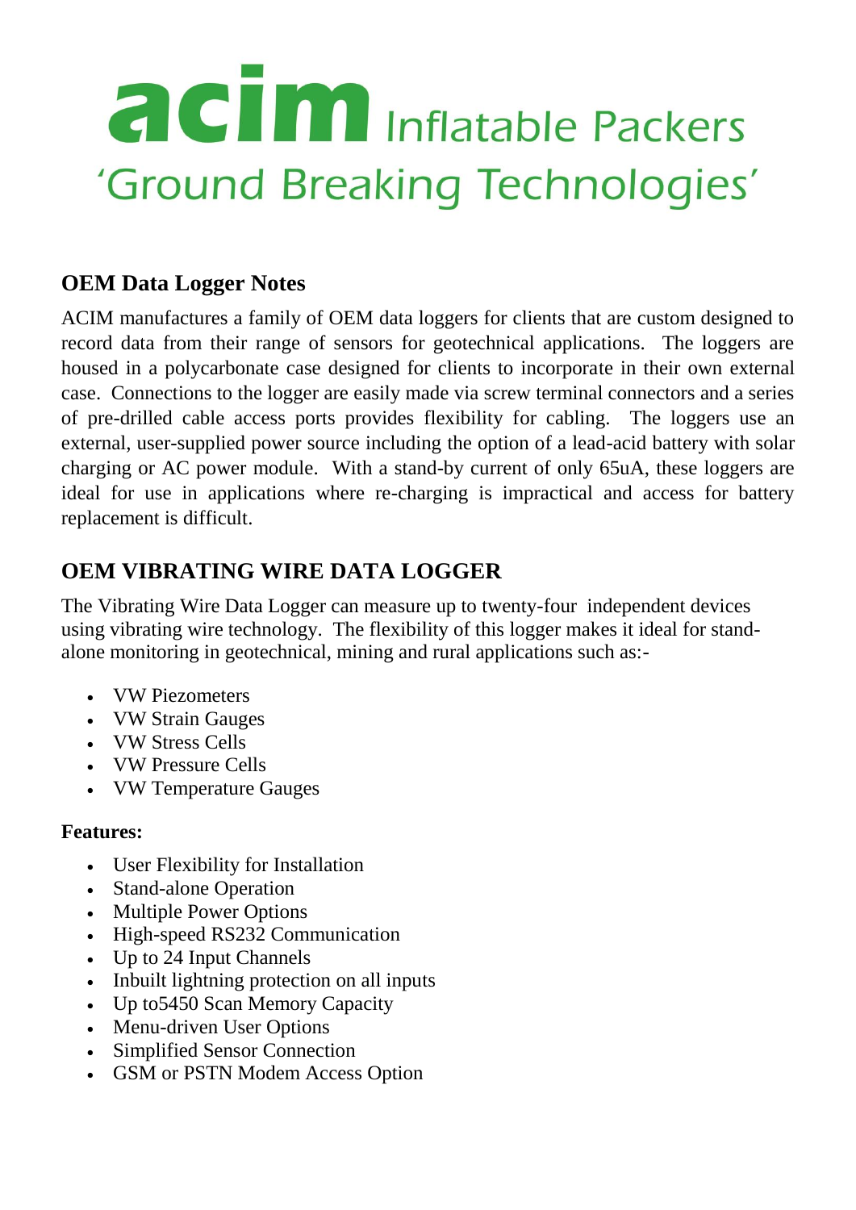# acim Inflatable Packers
## 'Ground Breaking Technologies'

## OEM Data Logger Notes

ACIM manufactures a family of OEM data loggers for clients that are custom designed to record data from their range of sensors for geotechnical applications. The loggers are housed in a polycarbonate case designed for clients to incorporate in their own external case. Connections to the logger are easily made via screw terminal connectors and a series of pre-drilled cable access ports provides flexibility for cabling. The loggers use an external, user-supplied power source including the option of a lead-acid battery with solar charging or AC power module. With a stand-by current of only 65uA, these loggers are ideal for use in applications where re-charging is impractical and access for battery replacement is difficult.

## OEM VIBRATING WIRE DATA LOGGER

The Vibrating Wire Data Logger can measure up to twenty-four independent devices using vibrating wire technology. The flexibility of this logger makes it ideal for stand-alone monitoring in geotechnical, mining and rural applications such as:-

- VW Piezometers
- VW Strain Gauges
- VW Stress Cells
- VW Pressure Cells
- VW Temperature Gauges

**Features:**

- User Flexibility for Installation
- Stand-alone Operation
- Multiple Power Options
- High-speed RS232 Communication
- Up to 24 Input Channels
- Inbuilt lightning protection on all inputs
- Up to5450 Scan Memory Capacity
- Menu-driven User Options
- Simplified Sensor Connection
- GSM or PSTN Modem Access Option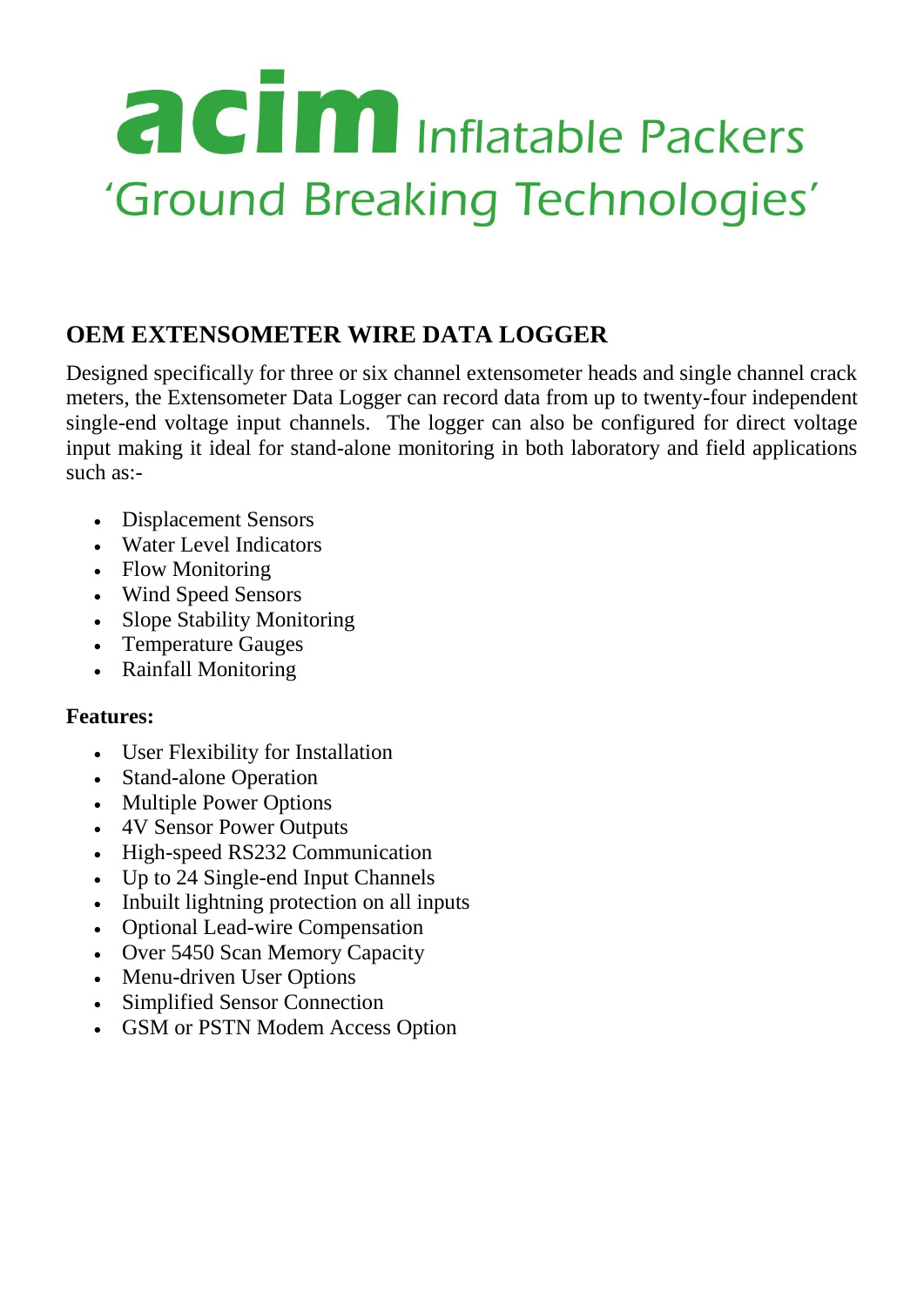# acim Inflatable Packers

## 'Ground Breaking Technologies'

## OEM EXTENSOMETER WIRE DATA LOGGER

Designed specifically for three or six channel extensometer heads and single channel crack meters, the Extensometer Data Logger can record data from up to twenty-four independent single-end voltage input channels. The logger can also be configured for direct voltage input making it ideal for stand-alone monitoring in both laboratory and field applications such as:-

- Displacement Sensors
- Water Level Indicators
- Flow Monitoring
- Wind Speed Sensors
- Slope Stability Monitoring
- Temperature Gauges
- Rainfall Monitoring

**Features:**

- User Flexibility for Installation
- Stand-alone Operation
- Multiple Power Options
- 4V Sensor Power Outputs
- High-speed RS232 Communication
- Up to 24 Single-end Input Channels
- Inbuilt lightning protection on all inputs
- Optional Lead-wire Compensation
- Over 5450 Scan Memory Capacity
- Menu-driven User Options
- Simplified Sensor Connection
- GSM or PSTN Modem Access Option